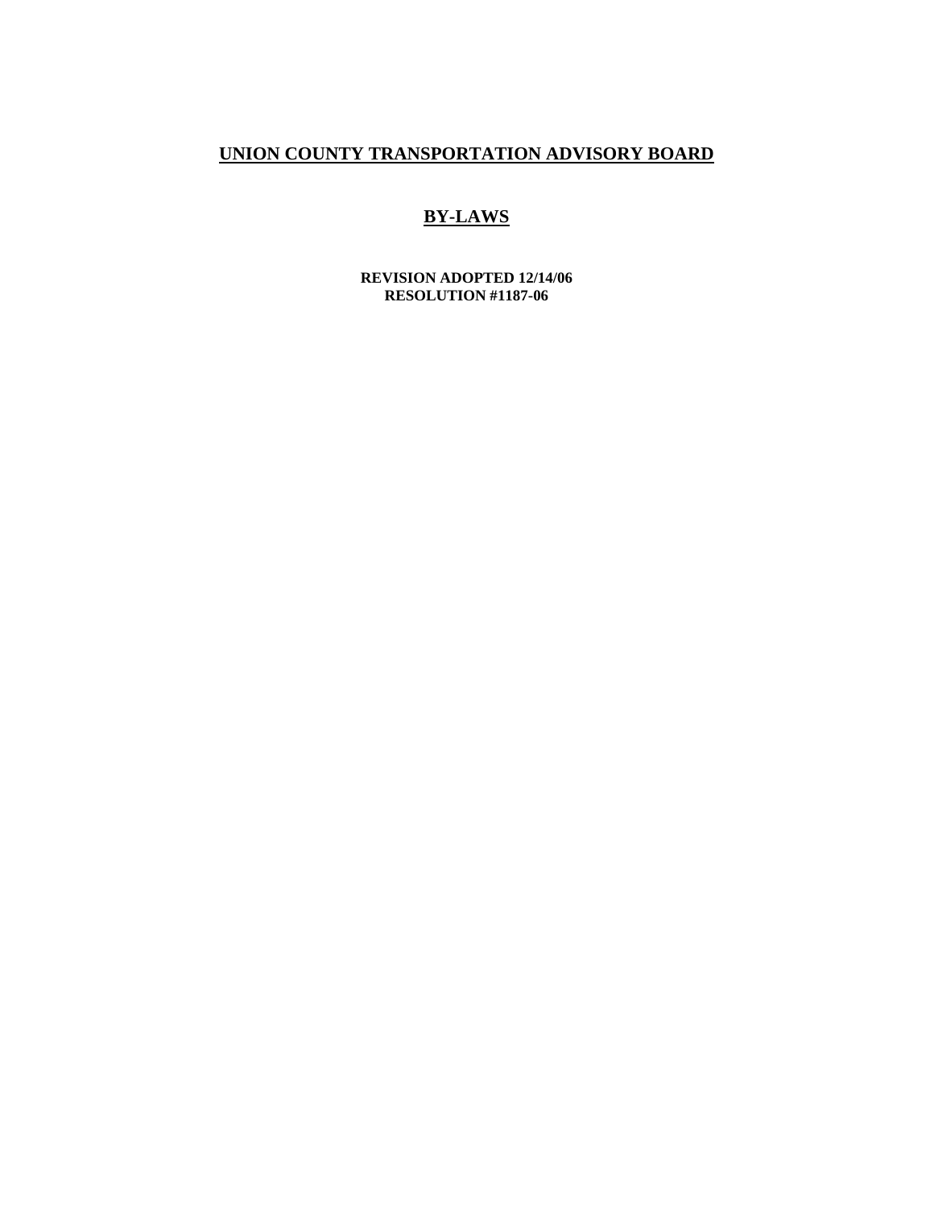# UNION COUNTY TRANSPORTATION ADVISORY BOARD

## BY-LAWS

**REVISION ADOPTED 12/14/06**
**RESOLUTION #1187-06**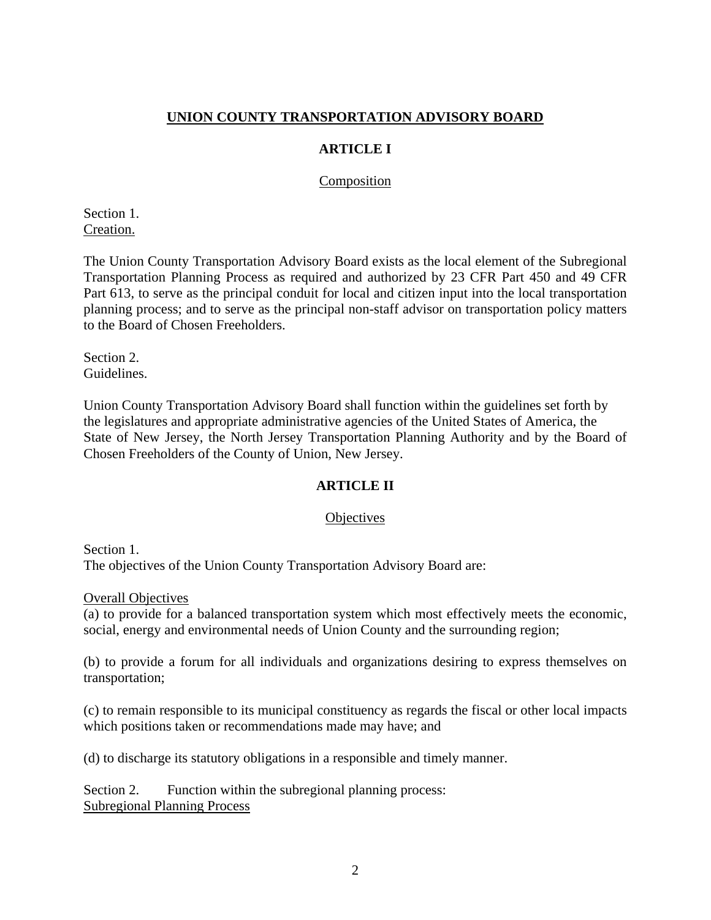# UNION COUNTY TRANSPORTATION ADVISORY BOARD

## ARTICLE I

### Composition

Section 1.
Creation.

The Union County Transportation Advisory Board exists as the local element of the Subregional Transportation Planning Process as required and authorized by 23 CFR Part 450 and 49 CFR Part 613, to serve as the principal conduit for local and citizen input into the local transportation planning process; and to serve as the principal non-staff advisor on transportation policy matters to the Board of Chosen Freeholders.

Section 2.
Guidelines.

Union County Transportation Advisory Board shall function within the guidelines set forth by the legislatures and appropriate administrative agencies of the United States of America, the State of New Jersey, the North Jersey Transportation Planning Authority and by the Board of Chosen Freeholders of the County of Union, New Jersey.

## ARTICLE II

### Objectives

Section 1.
The objectives of the Union County Transportation Advisory Board are:

Overall Objectives
(a) to provide for a balanced transportation system which most effectively meets the economic, social, energy and environmental needs of Union County and the surrounding region;

(b) to provide a forum for all individuals and organizations desiring to express themselves on transportation;

(c) to remain responsible to its municipal constituency as regards the fiscal or other local impacts which positions taken or recommendations made may have; and

(d) to discharge its statutory obligations in a responsible and timely manner.

Section 2. Function within the subregional planning process:
Subregional Planning Process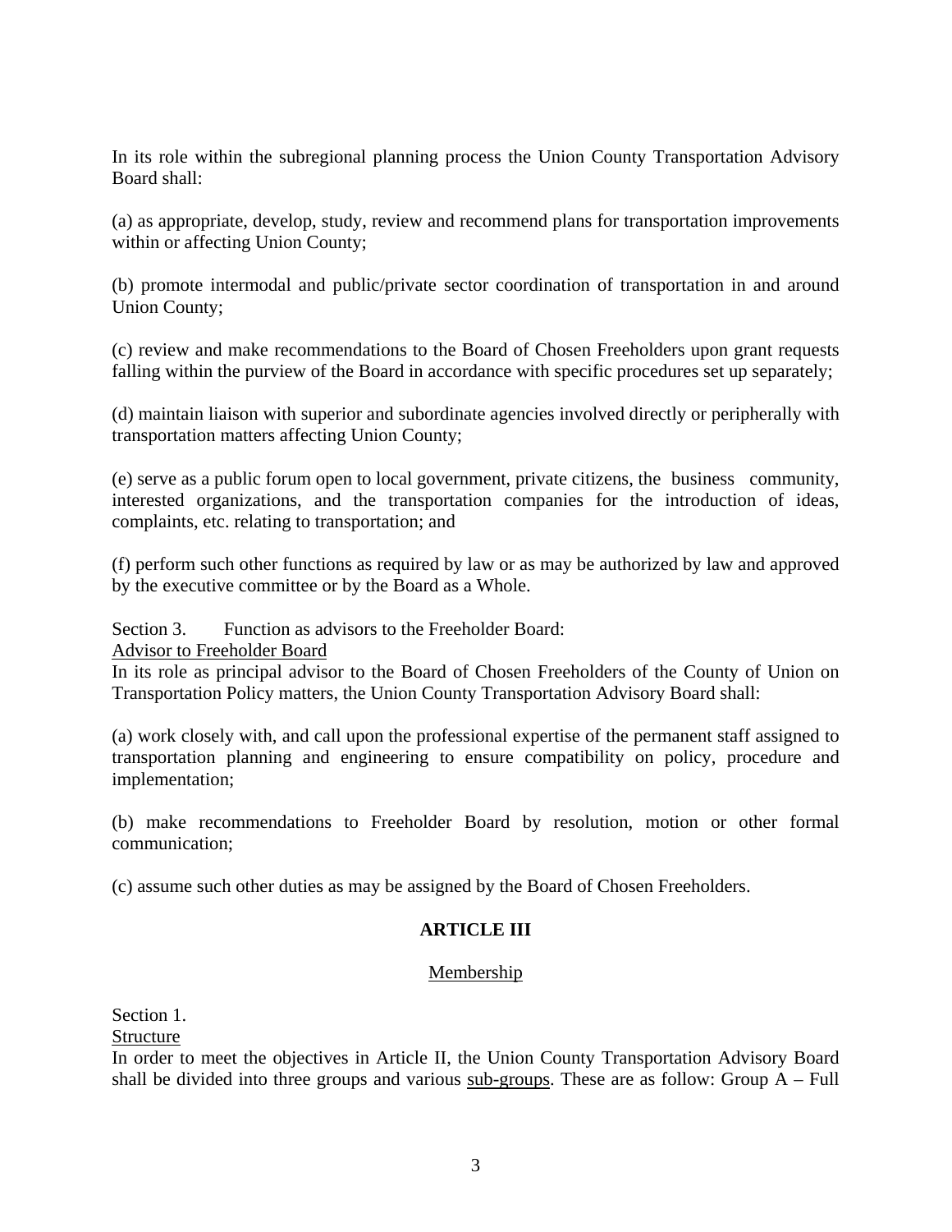In its role within the subregional planning process the Union County Transportation Advisory Board shall:

(a) as appropriate, develop, study, review and recommend plans for transportation improvements within or affecting Union County;

(b) promote intermodal and public/private sector coordination of transportation in and around Union County;

(c) review and make recommendations to the Board of Chosen Freeholders upon grant requests falling within the purview of the Board in accordance with specific procedures set up separately;

(d) maintain liaison with superior and subordinate agencies involved directly or peripherally with transportation matters affecting Union County;

(e) serve as a public forum open to local government, private citizens, the business community, interested organizations, and the transportation companies for the introduction of ideas, complaints, etc. relating to transportation; and

(f) perform such other functions as required by law or as may be authorized by law and approved by the executive committee or by the Board as a Whole.

Section 3. Function as advisors to the Freeholder Board:
<u>Advisor to Freeholder Board</u>
In its role as principal advisor to the Board of Chosen Freeholders of the County of Union on Transportation Policy matters, the Union County Transportation Advisory Board shall:

(a) work closely with, and call upon the professional expertise of the permanent staff assigned to transportation planning and engineering to ensure compatibility on policy, procedure and implementation;

(b) make recommendations to Freeholder Board by resolution, motion or other formal communication;

(c) assume such other duties as may be assigned by the Board of Chosen Freeholders.

## ARTICLE III

<u>Membership</u>

Section 1.
<u>Structure</u>
In order to meet the objectives in Article II, the Union County Transportation Advisory Board shall be divided into three groups and various <u>sub-groups</u>. These are as follow: Group A – Full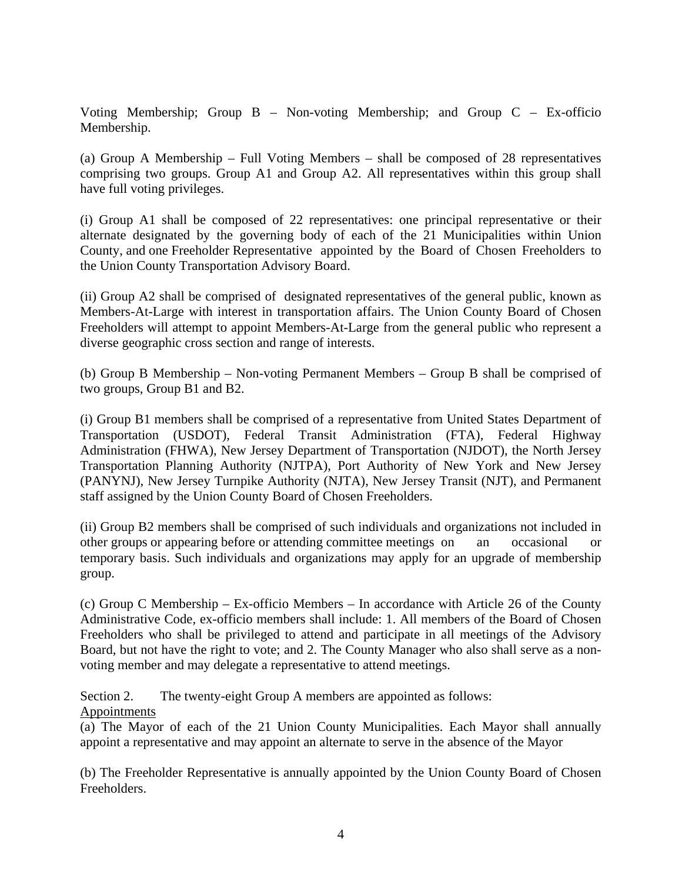Voting Membership; Group B – Non-voting Membership; and Group C – Ex-officio Membership.

(a) Group A Membership – Full Voting Members – shall be composed of 28 representatives comprising two groups. Group A1 and Group A2. All representatives within this group shall have full voting privileges.

(i) Group A1 shall be composed of 22 representatives: one principal representative or their alternate designated by the governing body of each of the 21 Municipalities within Union County, and one Freeholder Representative appointed by the Board of Chosen Freeholders to the Union County Transportation Advisory Board.

(ii) Group A2 shall be comprised of designated representatives of the general public, known as Members-At-Large with interest in transportation affairs. The Union County Board of Chosen Freeholders will attempt to appoint Members-At-Large from the general public who represent a diverse geographic cross section and range of interests.

(b) Group B Membership – Non-voting Permanent Members – Group B shall be comprised of two groups, Group B1 and B2.

(i) Group B1 members shall be comprised of a representative from United States Department of Transportation (USDOT), Federal Transit Administration (FTA), Federal Highway Administration (FHWA), New Jersey Department of Transportation (NJDOT), the North Jersey Transportation Planning Authority (NJTPA), Port Authority of New York and New Jersey (PANYNJ), New Jersey Turnpike Authority (NJTA), New Jersey Transit (NJT), and Permanent staff assigned by the Union County Board of Chosen Freeholders.

(ii) Group B2 members shall be comprised of such individuals and organizations not included in other groups or appearing before or attending committee meetings on an occasional or temporary basis. Such individuals and organizations may apply for an upgrade of membership group.

(c) Group C Membership – Ex-officio Members – In accordance with Article 26 of the County Administrative Code, ex-officio members shall include: 1. All members of the Board of Chosen Freeholders who shall be privileged to attend and participate in all meetings of the Advisory Board, but not have the right to vote; and 2. The County Manager who also shall serve as a non-voting member and may delegate a representative to attend meetings.

Section 2. The twenty-eight Group A members are appointed as follows:
<u>Appointments</u>
(a) The Mayor of each of the 21 Union County Municipalities. Each Mayor shall annually appoint a representative and may appoint an alternate to serve in the absence of the Mayor

(b) The Freeholder Representative is annually appointed by the Union County Board of Chosen Freeholders.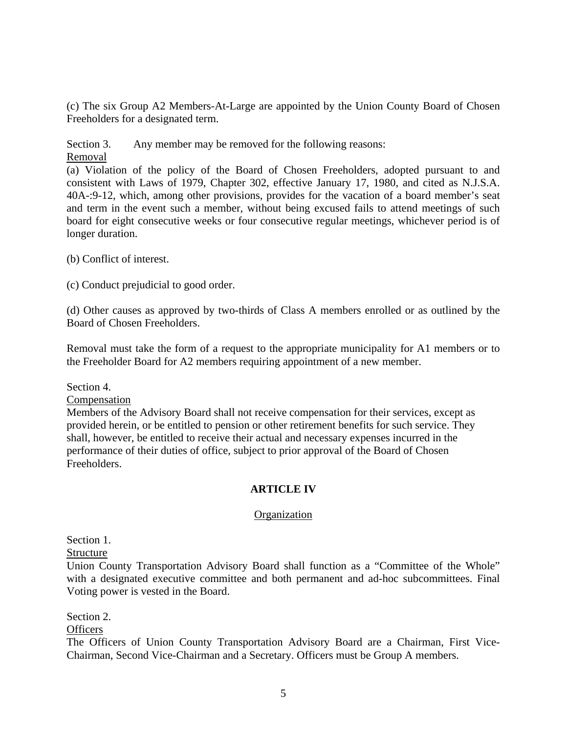(c) The six Group A2 Members-At-Large are appointed by the Union County Board of Chosen Freeholders for a designated term.

Section 3. Any member may be removed for the following reasons:
<u>Removal</u>

(a) Violation of the policy of the Board of Chosen Freeholders, adopted pursuant to and consistent with Laws of 1979, Chapter 302, effective January 17, 1980, and cited as N.J.S.A. 40A-:9-12, which, among other provisions, provides for the vacation of a board member's seat and term in the event such a member, without being excused fails to attend meetings of such board for eight consecutive weeks or four consecutive regular meetings, whichever period is of longer duration.

(b) Conflict of interest.

(c) Conduct prejudicial to good order.

(d) Other causes as approved by two-thirds of Class A members enrolled or as outlined by the Board of Chosen Freeholders.

Removal must take the form of a request to the appropriate municipality for A1 members or to the Freeholder Board for A2 members requiring appointment of a new member.

Section 4.
<u>Compensation</u>
Members of the Advisory Board shall not receive compensation for their services, except as provided herein, or be entitled to pension or other retirement benefits for such service. They shall, however, be entitled to receive their actual and necessary expenses incurred in the performance of their duties of office, subject to prior approval of the Board of Chosen Freeholders.

## ARTICLE IV

### <u>Organization</u>

Section 1.
<u>Structure</u>
Union County Transportation Advisory Board shall function as a "Committee of the Whole" with a designated executive committee and both permanent and ad-hoc subcommittees. Final Voting power is vested in the Board.

Section 2.
<u>Officers</u>
The Officers of Union County Transportation Advisory Board are a Chairman, First Vice-Chairman, Second Vice-Chairman and a Secretary. Officers must be Group A members.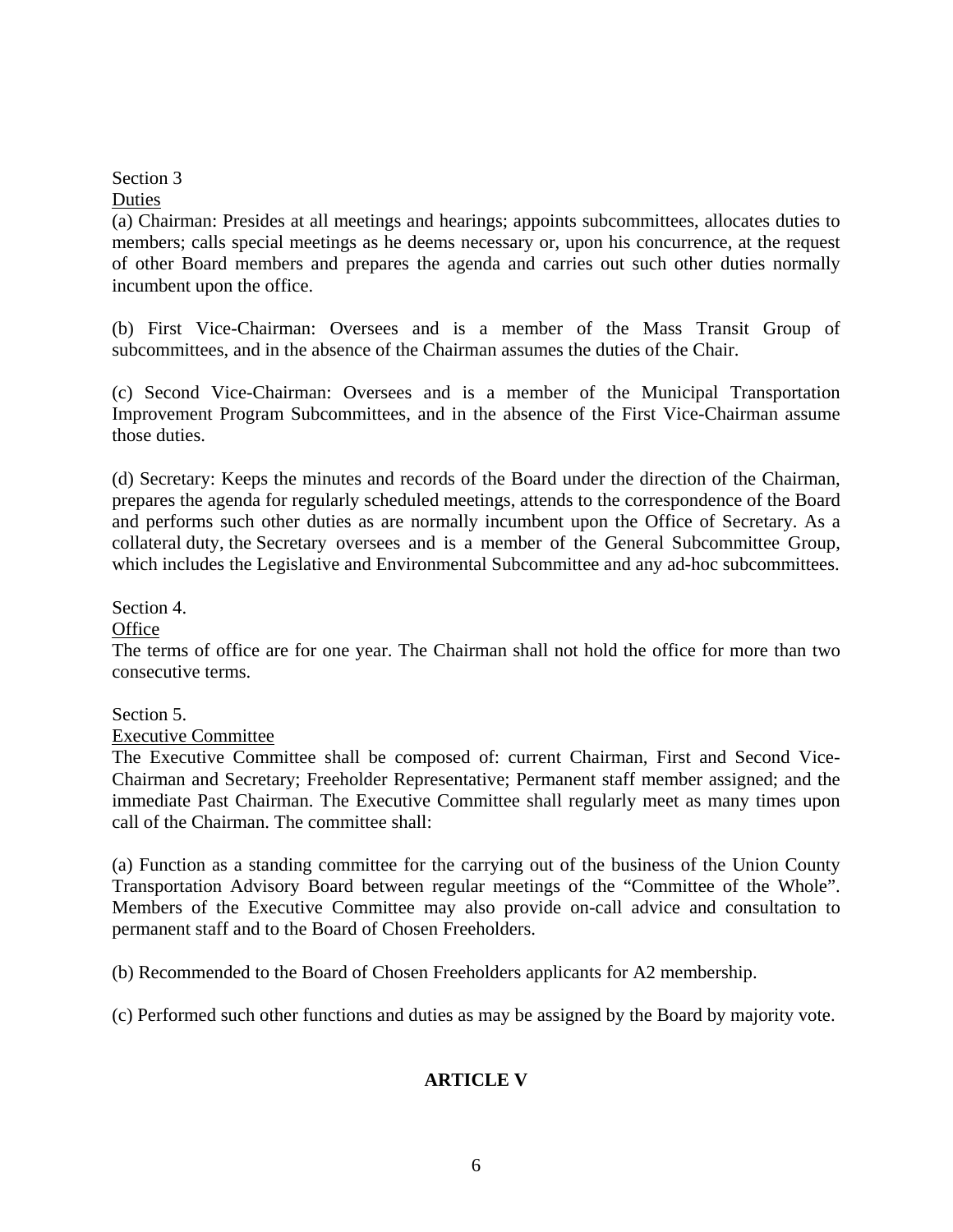Section 3

Duties

(a) Chairman: Presides at all meetings and hearings; appoints subcommittees, allocates duties to members; calls special meetings as he deems necessary or, upon his concurrence, at the request of other Board members and prepares the agenda and carries out such other duties normally incumbent upon the office.

(b) First Vice-Chairman: Oversees and is a member of the Mass Transit Group of subcommittees, and in the absence of the Chairman assumes the duties of the Chair.

(c) Second Vice-Chairman: Oversees and is a member of the Municipal Transportation Improvement Program Subcommittees, and in the absence of the First Vice-Chairman assume those duties.

(d) Secretary: Keeps the minutes and records of the Board under the direction of the Chairman, prepares the agenda for regularly scheduled meetings, attends to the correspondence of the Board and performs such other duties as are normally incumbent upon the Office of Secretary. As a collateral duty, the Secretary oversees and is a member of the General Subcommittee Group, which includes the Legislative and Environmental Subcommittee and any ad-hoc subcommittees.

Section 4.

Office

The terms of office are for one year. The Chairman shall not hold the office for more than two consecutive terms.

Section 5.

Executive Committee

The Executive Committee shall be composed of: current Chairman, First and Second Vice-Chairman and Secretary; Freeholder Representative; Permanent staff member assigned; and the immediate Past Chairman. The Executive Committee shall regularly meet as many times upon call of the Chairman. The committee shall:

(a) Function as a standing committee for the carrying out of the business of the Union County Transportation Advisory Board between regular meetings of the "Committee of the Whole". Members of the Executive Committee may also provide on-call advice and consultation to permanent staff and to the Board of Chosen Freeholders.

(b) Recommended to the Board of Chosen Freeholders applicants for A2 membership.

(c) Performed such other functions and duties as may be assigned by the Board by majority vote.

**ARTICLE V**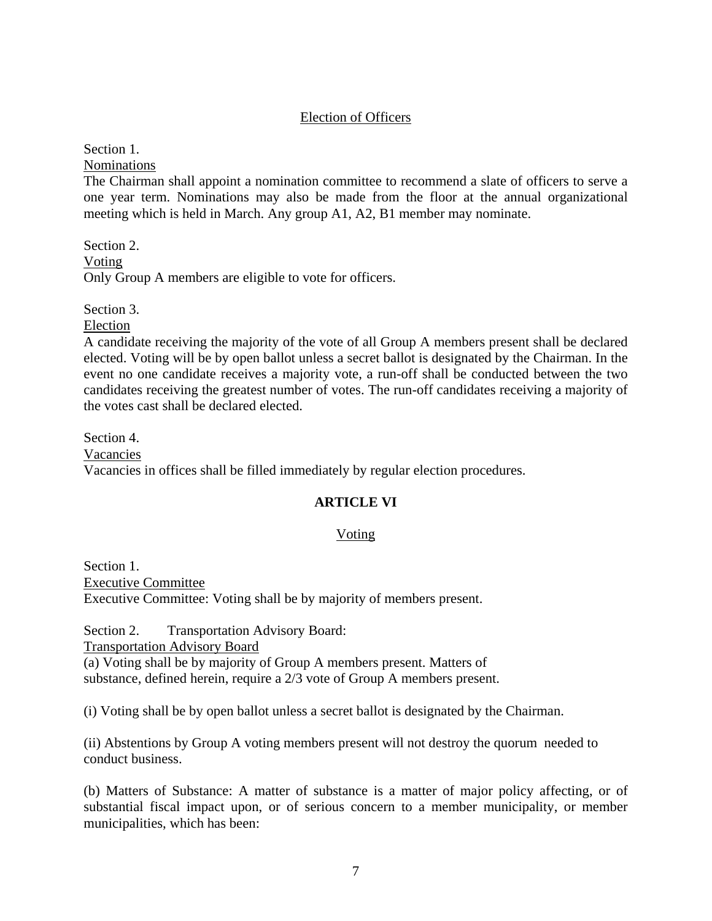## Election of Officers

Section 1.
Nominations
The Chairman shall appoint a nomination committee to recommend a slate of officers to serve a one year term. Nominations may also be made from the floor at the annual organizational meeting which is held in March. Any group A1, A2, B1 member may nominate.

Section 2.
Voting
Only Group A members are eligible to vote for officers.

Section 3.
Election
A candidate receiving the majority of the vote of all Group A members present shall be declared elected. Voting will be by open ballot unless a secret ballot is designated by the Chairman. In the event no one candidate receives a majority vote, a run-off shall be conducted between the two candidates receiving the greatest number of votes. The run-off candidates receiving a majority of the votes cast shall be declared elected.

Section 4.
Vacancies
Vacancies in offices shall be filled immediately by regular election procedures.

# ARTICLE VI

## Voting

Section 1.
Executive Committee
Executive Committee: Voting shall be by majority of members present.

Section 2. Transportation Advisory Board:
Transportation Advisory Board
(a) Voting shall be by majority of Group A members present. Matters of substance, defined herein, require a 2/3 vote of Group A members present.

(i) Voting shall be by open ballot unless a secret ballot is designated by the Chairman.

(ii) Abstentions by Group A voting members present will not destroy the quorum needed to conduct business.

(b) Matters of Substance: A matter of substance is a matter of major policy affecting, or of substantial fiscal impact upon, or of serious concern to a member municipality, or member municipalities, which has been: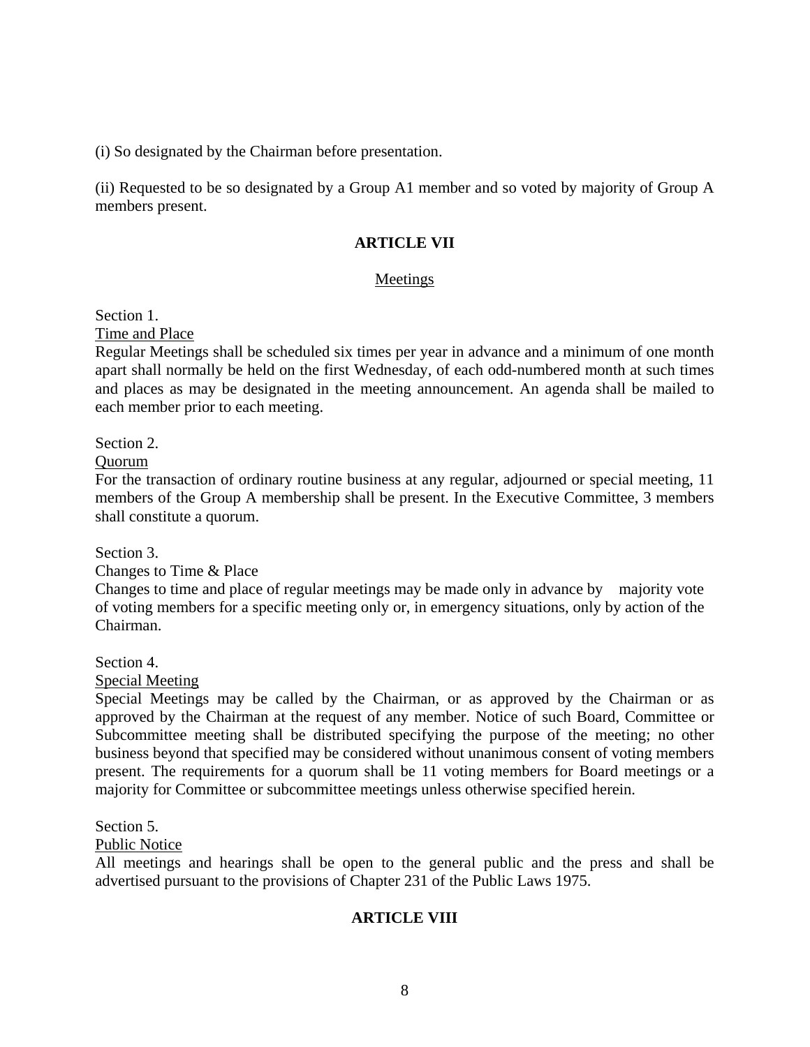(i) So designated by the Chairman before presentation.

(ii) Requested to be so designated by a Group A1 member and so voted by majority of Group A members present.

## ARTICLE VII

### Meetings

Section 1.
Time and Place
Regular Meetings shall be scheduled six times per year in advance and a minimum of one month apart shall normally be held on the first Wednesday, of each odd-numbered month at such times and places as may be designated in the meeting announcement. An agenda shall be mailed to each member prior to each meeting.

Section 2.
Quorum
For the transaction of ordinary routine business at any regular, adjourned or special meeting, 11 members of the Group A membership shall be present. In the Executive Committee, 3 members shall constitute a quorum.

Section 3.
Changes to Time & Place
Changes to time and place of regular meetings may be made only in advance by majority vote of voting members for a specific meeting only or, in emergency situations, only by action of the Chairman.

Section 4.
Special Meeting
Special Meetings may be called by the Chairman, or as approved by the Chairman or as approved by the Chairman at the request of any member. Notice of such Board, Committee or Subcommittee meeting shall be distributed specifying the purpose of the meeting; no other business beyond that specified may be considered without unanimous consent of voting members present. The requirements for a quorum shall be 11 voting members for Board meetings or a majority for Committee or subcommittee meetings unless otherwise specified herein.

Section 5.
Public Notice
All meetings and hearings shall be open to the general public and the press and shall be advertised pursuant to the provisions of Chapter 231 of the Public Laws 1975.

## ARTICLE VIII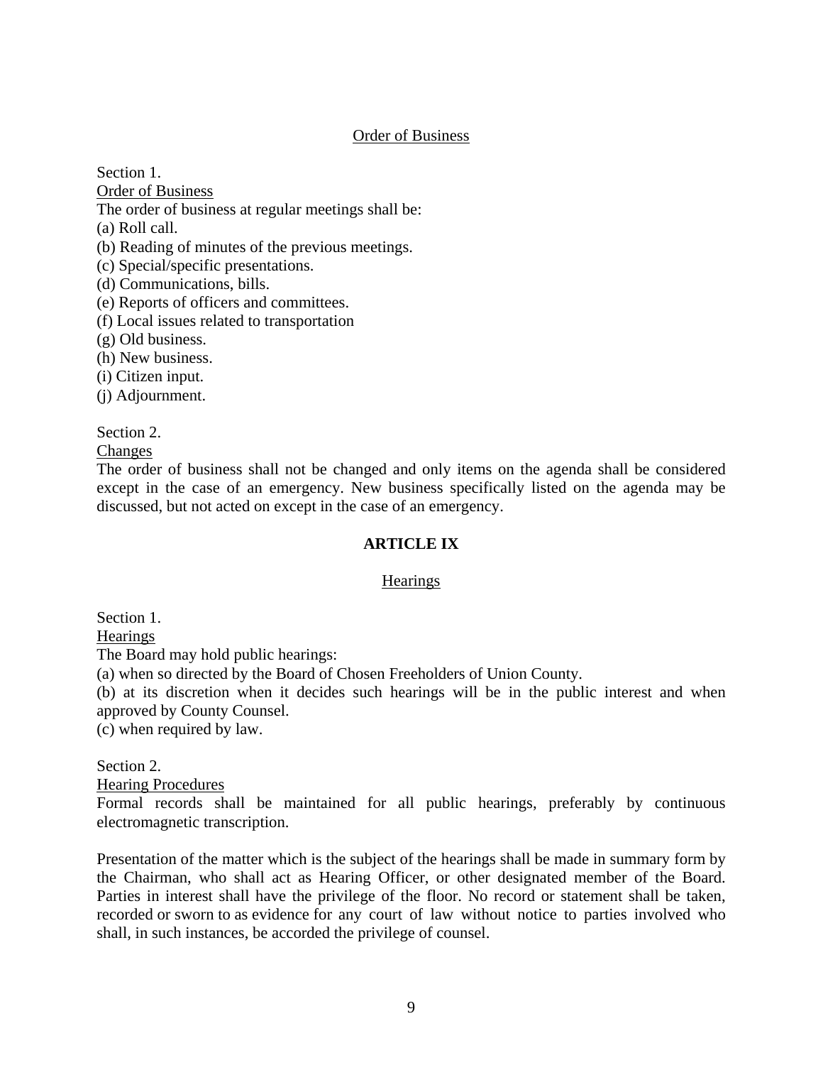## Order of Business

Section 1.
Order of Business
The order of business at regular meetings shall be:
(a) Roll call.
(b) Reading of minutes of the previous meetings.
(c) Special/specific presentations.
(d) Communications, bills.
(e) Reports of officers and committees.
(f) Local issues related to transportation
(g) Old business.
(h) New business.
(i) Citizen input.
(j) Adjournment.

Section 2.
Changes
The order of business shall not be changed and only items on the agenda shall be considered except in the case of an emergency. New business specifically listed on the agenda may be discussed, but not acted on except in the case of an emergency.

# ARTICLE IX

## Hearings

Section 1.
Hearings
The Board may hold public hearings:
(a) when so directed by the Board of Chosen Freeholders of Union County.
(b) at its discretion when it decides such hearings will be in the public interest and when approved by County Counsel.
(c) when required by law.

Section 2.
Hearing Procedures
Formal records shall be maintained for all public hearings, preferably by continuous electromagnetic transcription.

Presentation of the matter which is the subject of the hearings shall be made in summary form by the Chairman, who shall act as Hearing Officer, or other designated member of the Board. Parties in interest shall have the privilege of the floor. No record or statement shall be taken, recorded or sworn to as evidence for any court of law without notice to parties involved who shall, in such instances, be accorded the privilege of counsel.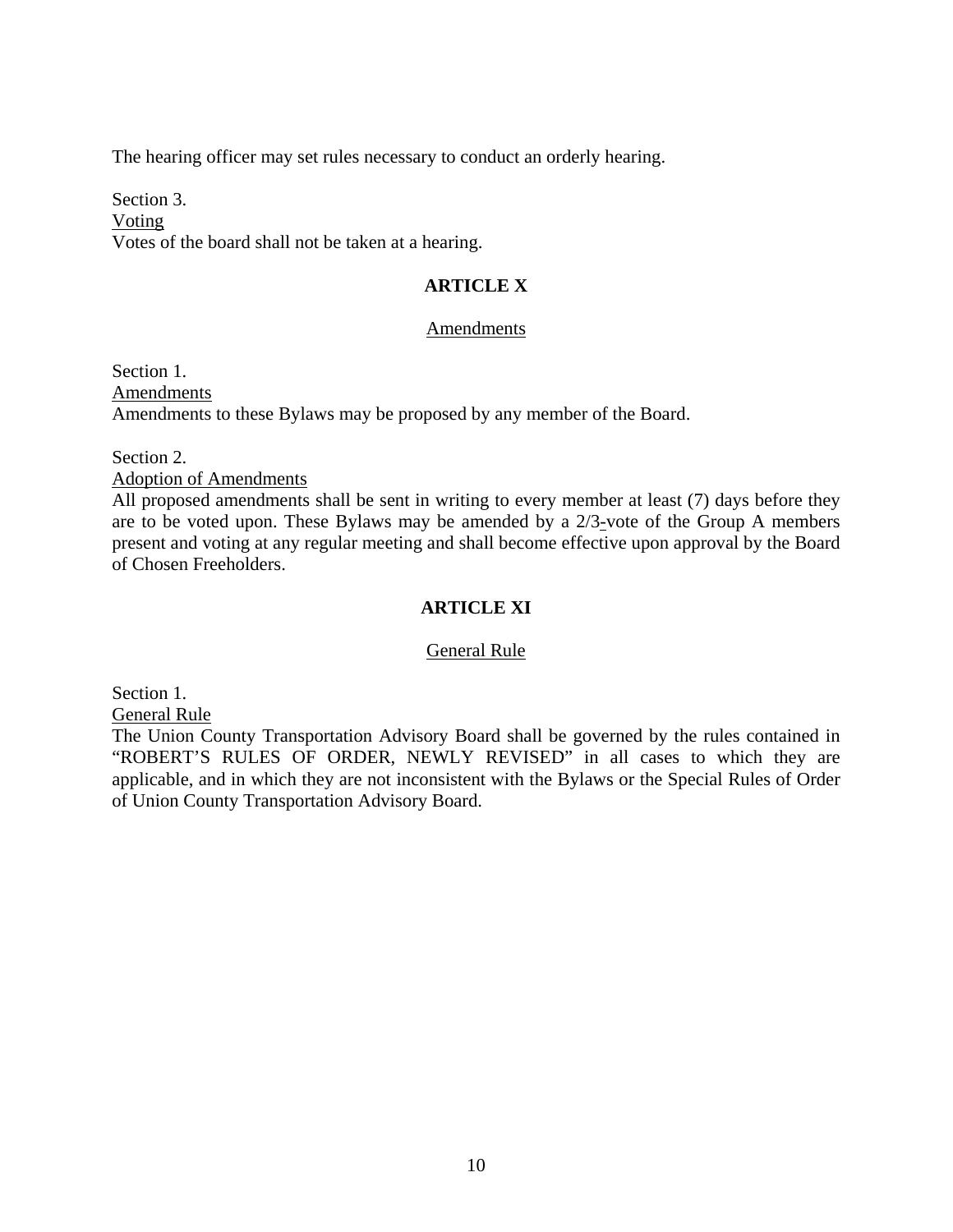The hearing officer may set rules necessary to conduct an orderly hearing.

Section 3.
Voting
Votes of the board shall not be taken at a hearing.

## ARTICLE X

Amendments

Section 1.
Amendments
Amendments to these Bylaws may be proposed by any member of the Board.

Section 2.
Adoption of Amendments
All proposed amendments shall be sent in writing to every member at least (7) days before they are to be voted upon. These Bylaws may be amended by a 2/3-vote of the Group A members present and voting at any regular meeting and shall become effective upon approval by the Board of Chosen Freeholders.

## ARTICLE XI

General Rule

Section 1.
General Rule
The Union County Transportation Advisory Board shall be governed by the rules contained in "ROBERT'S RULES OF ORDER, NEWLY REVISED" in all cases to which they are applicable, and in which they are not inconsistent with the Bylaws or the Special Rules of Order of Union County Transportation Advisory Board.